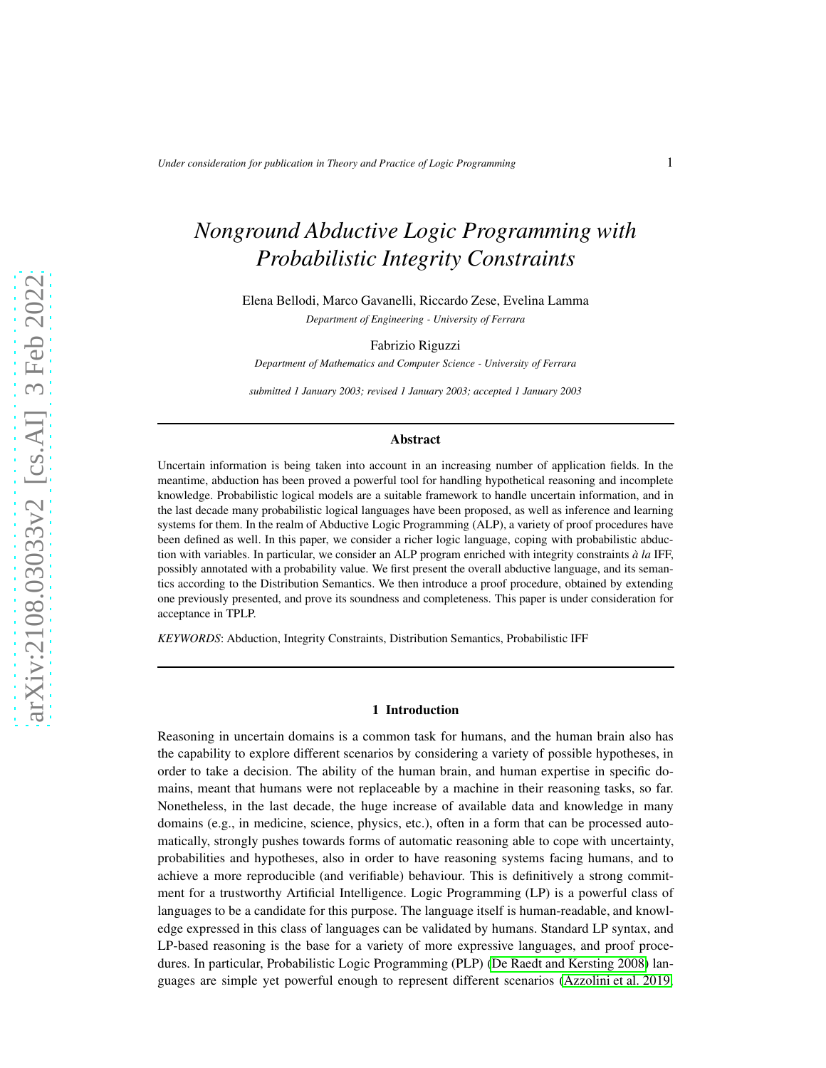# *Nonground Abductive Logic Programming with Probabilistic Integrity Constraints*

Elena Bellodi, Marco Gavanelli, Riccardo Zese, Evelina Lamma

*Department of Engineering - University of Ferrara*

Fabrizio Riguzzi

*Department of Mathematics and Computer Science - University of Ferrara*

*submitted 1 January 2003; revised 1 January 2003; accepted 1 January 2003*

## Abstract

Uncertain information is being taken into account in an increasing number of application fields. In the meantime, abduction has been proved a powerful tool for handling hypothetical reasoning and incomplete knowledge. Probabilistic logical models are a suitable framework to handle uncertain information, and in the last decade many probabilistic logical languages have been proposed, as well as inference and learning systems for them. In the realm of Abductive Logic Programming (ALP), a variety of proof procedures have been defined as well. In this paper, we consider a richer logic language, coping with probabilistic abduction with variables. In particular, we consider an ALP program enriched with integrity constraints *à la* IFF, possibly annotated with a probability value. We first present the overall abductive language, and its semantics according to the Distribution Semantics. We then introduce a proof procedure, obtained by extending one previously presented, and prove its soundness and completeness. This paper is under consideration for acceptance in TPLP.

*KEYWORDS*: Abduction, Integrity Constraints, Distribution Semantics, Probabilistic IFF

## 1 Introduction

Reasoning in uncertain domains is a common task for humans, and the human brain also has the capability to explore different scenarios by considering a variety of possible hypotheses, in order to take a decision. The ability of the human brain, and human expertise in specific domains, meant that humans were not replaceable by a machine in their reasoning tasks, so far. Nonetheless, in the last decade, the huge increase of available data and knowledge in many domains (e.g., in medicine, science, physics, etc.), often in a form that can be processed automatically, strongly pushes towards forms of automatic reasoning able to cope with uncertainty, probabilities and hypotheses, also in order to have reasoning systems facing humans, and to achieve a more reproducible (and verifiable) behaviour. This is definitively a strong commitment for a trustworthy Artificial Intelligence. Logic Programming (LP) is a powerful class of languages to be a candidate for this purpose. The language itself is human-readable, and knowledge expressed in this class of languages can be validated by humans. Standard LP syntax, and LP-based reasoning is the base for a variety of more expressive languages, and proof procedures. In particular, Probabilistic Logic Programming (PLP) (De Raedt and Kersting 2008) languages are simple yet powerful enough to represent different scenarios (Azzolini et al. 2019;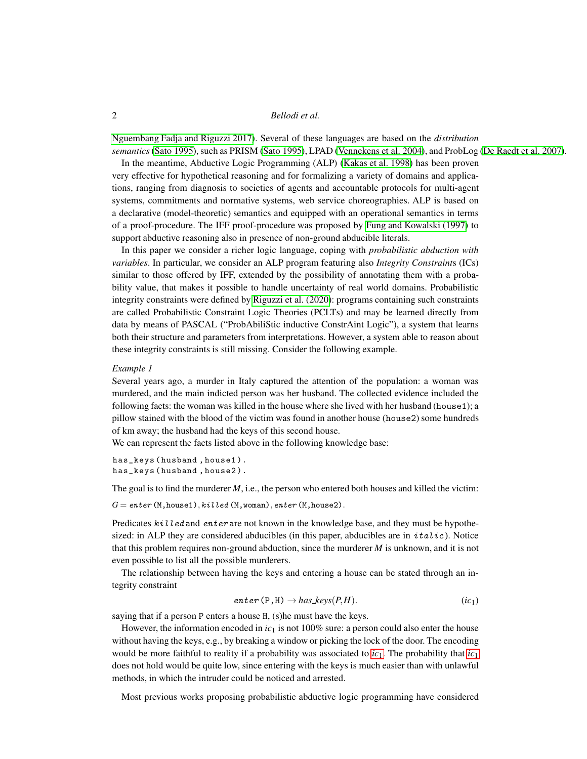Nguembang Fadja and Riguzzi 2017). Several of these languages are based on the *distribution semantics* (Sato 1995), such as PRISM (Sato 1995), LPAD (Vennekens et al. 2004), and ProbLog (De Raedt et al. 2007).

In the meantime, Abductive Logic Programming (ALP) (Kakas et al. 1998) has been proven very effective for hypothetical reasoning and for formalizing a variety of domains and applications, ranging from diagnosis to societies of agents and accountable protocols for multi-agent systems, commitments and normative systems, web service choreographies. ALP is based on a declarative (model-theoretic) semantics and equipped with an operational semantics in terms of a proof-procedure. The IFF proof-procedure was proposed by Fung and Kowalski (1997) to support abductive reasoning also in presence of non-ground abducible literals.

In this paper we consider a richer logic language, coping with *probabilistic abduction with variables*. In particular, we consider an ALP program featuring also *Integrity Constraints* (ICs) similar to those offered by IFF, extended by the possibility of annotating them with a probability value, that makes it possible to handle uncertainty of real world domains. Probabilistic integrity constraints were defined by Riguzzi et al. (2020): programs containing such constraints are called Probabilistic Constraint Logic Theories (PCLTs) and may be learned directly from data by means of PASCAL ("ProbAbiliStic inductive ConstrAint Logic"), a system that learns both their structure and parameters from interpretations. However, a system able to reason about these integrity constraints is still missing. Consider the following example.

*Example 1*

Several years ago, a murder in Italy captured the attention of the population: a woman was murdered, and the main indicted person was her husband. The collected evidence included the following facts: the woman was killed in the house where she lived with her husband (`house1`); a pillow stained with the blood of the victim was found in another house (`house2`) some hundreds of km away; the husband had the keys of this second house.

We can represent the facts listed above in the following knowledge base:

```
has_keys(husband,house1).
has_keys(husband,house2).
```

The goal is to find the murderer $M$, i.e., the person who entered both houses and killed the victim:

$G =$ *enter*(M,house1), *killed*(M,woman), *enter*(M,house2).

Predicates *killed* and *enter* are not known in the knowledge base, and they must be hypothesized: in ALP they are considered abducibles (in this paper, abducibles are in *italic*). Notice that this problem requires non-ground abduction, since the murderer $M$ is unknown, and it is not even possible to list all the possible murderers.

The relationship between having the keys and entering a house can be stated through an integrity constraint

$$enter(P,H) \rightarrow has\_keys(P,H). \qquad (ic_1)$$

saying that if a person P enters a house H, (s)he must have the keys.

However, the information encoded in $ic_1$ is not 100% sure: a person could also enter the house without having the keys, e.g., by breaking a window or picking the lock of the door. The encoding would be more faithful to reality if a probability was associated to $ic_1$. The probability that $ic_1$ does not hold would be quite low, since entering with the keys is much easier than with unlawful methods, in which the intruder could be noticed and arrested.

Most previous works proposing probabilistic abductive logic programming have considered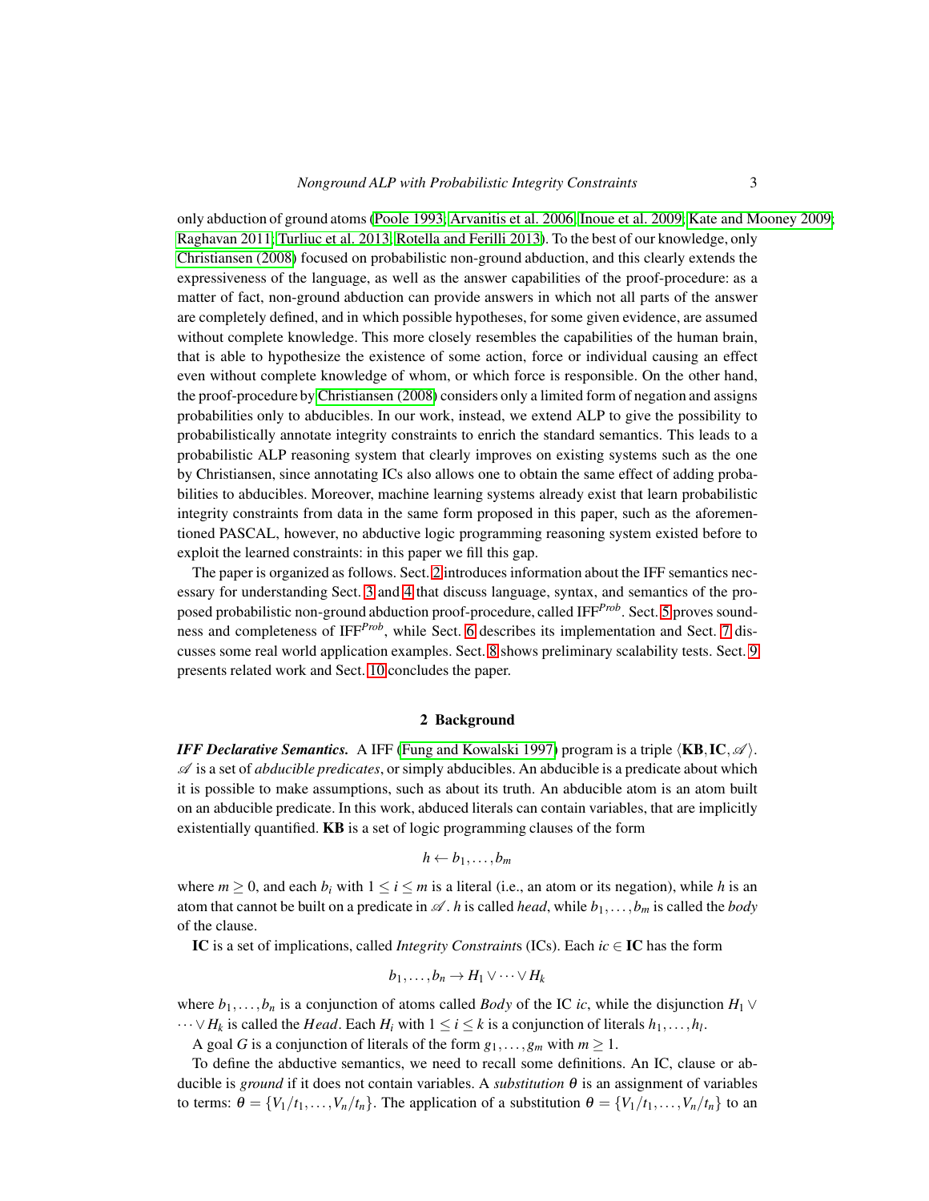only abduction of ground atoms (Poole 1993; Arvanitis et al. 2006; Inoue et al. 2009; Kate and Mooney 2009; Raghavan 2011; Turliuc et al. 2013; Rotella and Ferilli 2013). To the best of our knowledge, only Christiansen (2008) focused on probabilistic non-ground abduction, and this clearly extends the expressiveness of the language, as well as the answer capabilities of the proof-procedure: as a matter of fact, non-ground abduction can provide answers in which not all parts of the answer are completely defined, and in which possible hypotheses, for some given evidence, are assumed without complete knowledge. This more closely resembles the capabilities of the human brain, that is able to hypothesize the existence of some action, force or individual causing an effect even without complete knowledge of whom, or which force is responsible. On the other hand, the proof-procedure by Christiansen (2008) considers only a limited form of negation and assigns probabilities only to abducibles. In our work, instead, we extend ALP to give the possibility to probabilistically annotate integrity constraints to enrich the standard semantics. This leads to a probabilistic ALP reasoning system that clearly improves on existing systems such as the one by Christiansen, since annotating ICs also allows one to obtain the same effect of adding probabilities to abducibles. Moreover, machine learning systems already exist that learn probabilistic integrity constraints from data in the same form proposed in this paper, such as the aforementioned PASCAL, however, no abductive logic programming reasoning system existed before to exploit the learned constraints: in this paper we fill this gap.

The paper is organized as follows. Sect. 2 introduces information about the IFF semantics necessary for understanding Sect. 3 and 4 that discuss language, syntax, and semantics of the proposed probabilistic non-ground abduction proof-procedure, called IFF$^{Prob}$. Sect. 5 proves soundness and completeness of IFF$^{Prob}$, while Sect. 6 describes its implementation and Sect. 7 discusses some real world application examples. Sect. 8 shows preliminary scalability tests. Sect. 9 presents related work and Sect. 10 concludes the paper.

## 2 Background

***IFF Declarative Semantics.*** A IFF (Fung and Kowalski 1997) program is a triple $\langle \mathbf{KB}, \mathbf{IC}, \mathscr{A} \rangle$. $\mathscr{A}$ is a set of *abducible predicates*, or simply abducibles. An abducible is a predicate about which it is possible to make assumptions, such as about its truth. An abducible atom is an atom built on an abducible predicate. In this work, abduced literals can contain variables, that are implicitly existentially quantified. **KB** is a set of logic programming clauses of the form

$$h \leftarrow b_1, \ldots, b_m$$

where $m \geq 0$, and each $b_i$ with $1 \leq i \leq m$ is a literal (i.e., an atom or its negation), while $h$ is an atom that cannot be built on a predicate in $\mathscr{A}$. $h$ is called *head*, while $b_1, \ldots, b_m$ is called the *body* of the clause.

**IC** is a set of implications, called *Integrity Constraint*s (ICs). Each $ic \in \mathbf{IC}$ has the form

$$b_1, \ldots, b_n \rightarrow H_1 \vee \cdots \vee H_k$$

where $b_1, \ldots, b_n$ is a conjunction of atoms called *Body* of the IC $ic$, while the disjunction $H_1 \vee \cdots \vee H_k$ is called the *Head*. Each $H_i$ with $1 \leq i \leq k$ is a conjunction of literals $h_1, \ldots, h_l$.

A goal $G$ is a conjunction of literals of the form $g_1, \ldots, g_m$ with $m \geq 1$.

To define the abductive semantics, we need to recall some definitions. An IC, clause or abducible is *ground* if it does not contain variables. A *substitution* $\theta$ is an assignment of variables to terms: $\theta = \{V_1/t_1, \ldots, V_n/t_n\}$. The application of a substitution $\theta = \{V_1/t_1, \ldots, V_n/t_n\}$ to an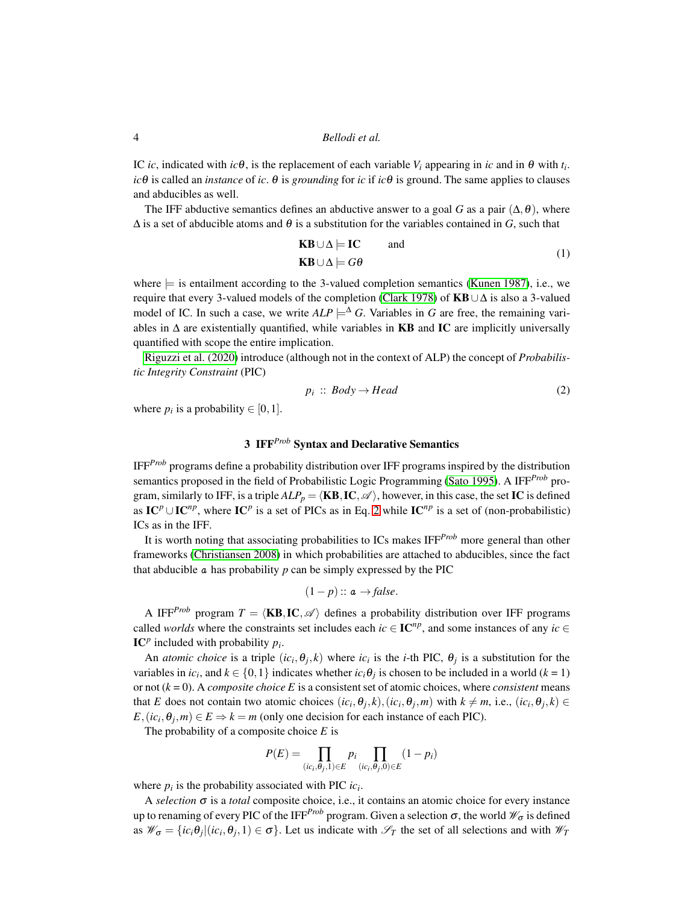IC $ic$, indicated with $ic\theta$, is the replacement of each variable $V_i$ appearing in $ic$ and in $\theta$ with $t_i$. $ic\theta$ is called an *instance* of $ic$. $\theta$ is *grounding* for $ic$ if $ic\theta$ is ground. The same applies to clauses and abducibles as well.

The IFF abductive semantics defines an abductive answer to a goal $G$ as a pair $(\Delta, \theta)$, where $\Delta$ is a set of abducible atoms and $\theta$ is a substitution for the variables contained in $G$, such that

$$
\begin{aligned}
\mathbf{KB} \cup \Delta &\models \mathbf{IC} \qquad \text{and} \\
\mathbf{KB} \cup \Delta &\models G\theta
\end{aligned} \tag{1}
$$

where $\models$ is entailment according to the 3-valued completion semantics (Kunen 1987), i.e., we require that every 3-valued models of the completion (Clark 1978) of $\mathbf{KB} \cup \Delta$ is also a 3-valued model of IC. In such a case, we write $ALP \models^{\Delta} G$. Variables in $G$ are free, the remaining variables in $\Delta$ are existentially quantified, while variables in $\mathbf{KB}$ and $\mathbf{IC}$ are implicitly universally quantified with scope the entire implication.

Riguzzi et al. (2020) introduce (although not in the context of ALP) the concept of *Probabilistic Integrity Constraint* (PIC)

$$
p_i \ :: \ Body \rightarrow Head \tag{2}
$$

where $p_i$ is a probability $\in [0, 1]$.

## 3 IFF$^{Prob}$ Syntax and Declarative Semantics

IFF$^{Prob}$ programs define a probability distribution over IFF programs inspired by the distribution semantics proposed in the field of Probabilistic Logic Programming (Sato 1995). A IFF$^{Prob}$ program, similarly to IFF, is a triple $ALP_p = \langle \mathbf{KB}, \mathbf{IC}, \mathscr{A} \rangle$, however, in this case, the set $\mathbf{IC}$ is defined as $\mathbf{IC}^p \cup \mathbf{IC}^{np}$, where $\mathbf{IC}^p$ is a set of PICs as in Eq. 2 while $\mathbf{IC}^{np}$ is a set of (non-probabilistic) ICs as in the IFF.

It is worth noting that associating probabilities to ICs makes IFF$^{Prob}$ more general than other frameworks (Christiansen 2008) in which probabilities are attached to abducibles, since the fact that abducible $\mathtt{a}$ has probability $p$ can be simply expressed by the PIC

$$
(1-p) :: \mathtt{a} \rightarrow \mathit{false}.
$$

A IFF$^{Prob}$ program $T = \langle \mathbf{KB}, \mathbf{IC}, \mathscr{A} \rangle$ defines a probability distribution over IFF programs called *worlds* where the constraints set includes each $ic \in \mathbf{IC}^{np}$, and some instances of any $ic \in \mathbf{IC}^p$ included with probability $p_i$.

An *atomic choice* is a triple $(ic_i, \theta_j, k)$ where $ic_i$ is the $i$-th PIC, $\theta_j$ is a substitution for the variables in $ic_i$, and $k \in \{0, 1\}$ indicates whether $ic_i\theta_j$ is chosen to be included in a world ($k = 1$) or not ($k = 0$). A *composite choice* $E$ is a consistent set of atomic choices, where *consistent* means that $E$ does not contain two atomic choices $(ic_i, \theta_j, k), (ic_i, \theta_j, m)$ with $k \neq m$, i.e., $(ic_i, \theta_j, k) \in E, (ic_i, \theta_j, m) \in E \Rightarrow k = m$ (only one decision for each instance of each PIC).

The probability of a composite choice $E$ is

$$
P(E) = \prod_{(ic_i, \theta_j, 1) \in E} p_i \prod_{(ic_i, \theta_j, 0) \in E} (1 - p_i)
$$

where $p_i$ is the probability associated with PIC $ic_i$.

A *selection* $\sigma$ is a *total* composite choice, i.e., it contains an atomic choice for every instance up to renaming of every PIC of the IFF$^{Prob}$ program. Given a selection $\sigma$, the world $\mathscr{W}_\sigma$ is defined as $\mathscr{W}_\sigma = \{ic_i\theta_j | (ic_i, \theta_j, 1) \in \sigma\}$. Let us indicate with $\mathscr{S}_T$ the set of all selections and with $\mathscr{W}_T$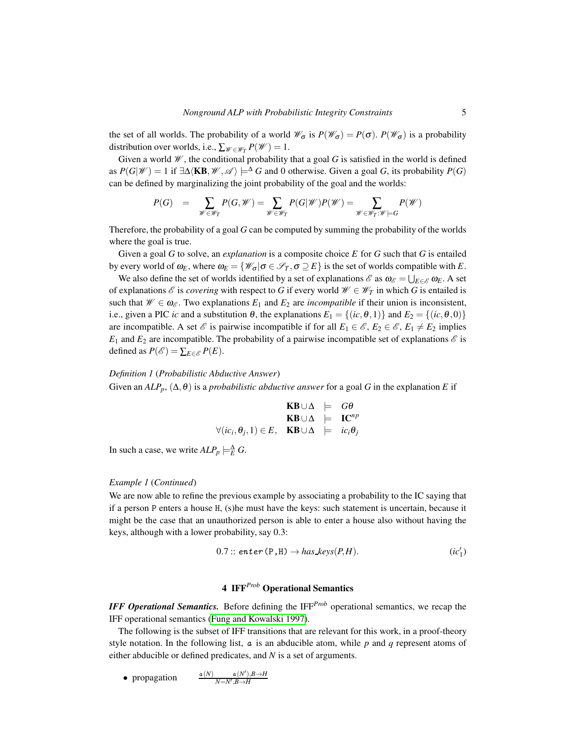the set of all worlds. The probability of a world $\mathscr{W}_\sigma$ is $P(\mathscr{W}_\sigma) = P(\sigma)$. $P(\mathscr{W}_\sigma)$ is a probability distribution over worlds, i.e., $\sum_{\mathscr{W} \in \mathscr{W}_T} P(\mathscr{W}) = 1$.

Given a world $\mathscr{W}$, the conditional probability that a goal $G$ is satisfied in the world is defined as $P(G|\mathscr{W}) = 1$ if $\exists \Delta \langle \mathbf{KB}, \mathscr{W}, \mathscr{A} \rangle \models^{\Delta} G$ and 0 otherwise. Given a goal $G$, its probability $P(G)$ can be defined by marginalizing the joint probability of the goal and the worlds:

$$P(G) \quad = \quad \sum_{\mathscr{W} \in \mathscr{W}_T} P(G, \mathscr{W}) = \sum_{\mathscr{W} \in \mathscr{W}_T} P(G|\mathscr{W}) P(\mathscr{W}) = \sum_{\mathscr{W} \in \mathscr{W}_T : \mathscr{W} \models G} P(\mathscr{W})$$

Therefore, the probability of a goal $G$ can be computed by summing the probability of the worlds where the goal is true.

Given a goal $G$ to solve, an *explanation* is a composite choice $E$ for $G$ such that $G$ is entailed by every world of $\omega_E$, where $\omega_E = \{\mathscr{W}_\sigma | \sigma \in \mathscr{S}_T, \sigma \supseteq E\}$ is the set of worlds compatible with $E$.

We also define the set of worlds identified by a set of explanations $\mathscr{E}$ as $\omega_{\mathscr{E}} = \bigcup_{E \in \mathscr{E}} \omega_E$. A set of explanations $\mathscr{E}$ is *covering* with respect to $G$ if every world $\mathscr{W} \in \mathscr{W}_T$ in which $G$ is entailed is such that $\mathscr{W} \in \omega_{\mathscr{E}}$. Two explanations $E_1$ and $E_2$ are *incompatible* if their union is inconsistent, i.e., given a PIC *ic* and a substitution $\theta$, the explanations $E_1 = \{(ic, \theta, 1)\}$ and $E_2 = \{(ic, \theta, 0)\}$ are incompatible. A set $\mathscr{E}$ is pairwise incompatible if for all $E_1 \in \mathscr{E}$, $E_2 \in \mathscr{E}$, $E_1 \neq E_2$ implies $E_1$ and $E_2$ are incompatible. The probability of a pairwise incompatible set of explanations $\mathscr{E}$ is defined as $P(\mathscr{E}) = \sum_{E \in \mathscr{E}} P(E)$.

*Definition 1* (*Probabilistic Abductive Answer*)
Given an $ALP_p$, $(\Delta, \theta)$ is a *probabilistic abductive answer* for a goal $G$ in the explanation $E$ if

$$\begin{array}{rrcl} & \mathbf{KB} \cup \Delta & \models & G\theta \\ & \mathbf{KB} \cup \Delta & \models & \mathbf{IC}^{np} \\ \forall (ic_i, \theta_j, 1) \in E, & \mathbf{KB} \cup \Delta & \models & ic_i \theta_j \end{array}$$

In such a case, we write $ALP_p \models^{\Delta}_{E} G$.

*Example 1* (*Continued*)
We are now able to refine the previous example by associating a probability to the IC saying that if a person P enters a house H, (s)he must have the keys: such statement is uncertain, because it might be the case that an unauthorized person is able to enter a house also without having the keys, although with a lower probability, say 0.3:

$$0.7 :: \mathit{enter}(\mathtt{P}, \mathtt{H}) \rightarrow \mathit{has\_keys}(P, H). \qquad (ic_1')$$

## 4 IFF$^{Prob}$ Operational Semantics

***IFF Operational Semantics.*** Before defining the IFF$^{Prob}$ operational semantics, we recap the IFF operational semantics (Fung and Kowalski 1997).

The following is the subset of IFF transitions that are relevant for this work, in a proof-theory style notation. In the following list, $\mathtt{a}$ is an abducible atom, while $p$ and $q$ represent atoms of either abducible or defined predicates, and $N$ is a set of arguments.

- propagation $\quad \dfrac{\mathtt{a}(N) \qquad \mathtt{a}(N'), B \rightarrow H}{N = N', B \rightarrow H}$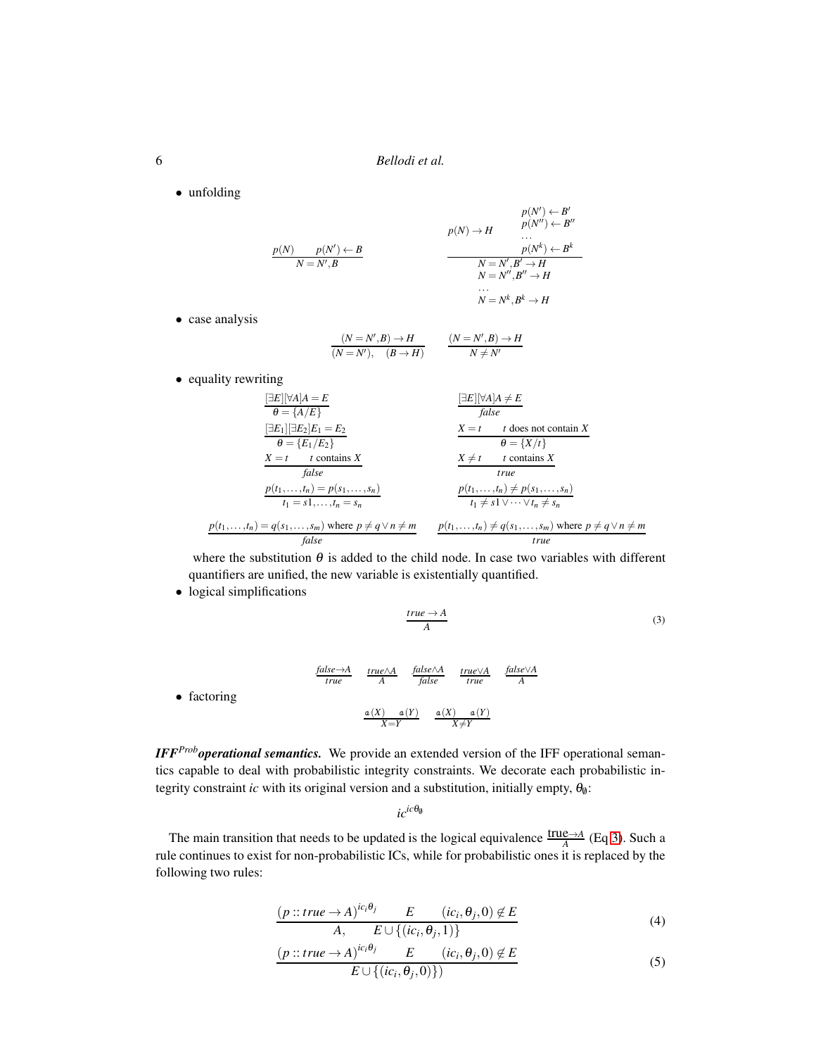- unfolding

$$\frac{p(N) \qquad p(N') \leftarrow B}{N = N', B} \qquad\qquad \frac{p(N) \rightarrow H \qquad \begin{array}{l} p(N') \leftarrow B' \\ p(N'') \leftarrow B'' \\ \dots \\ p(N^k) \leftarrow B^k \end{array}}{\begin{array}{l} N = N', B' \rightarrow H \\ N = N'', B'' \rightarrow H \\ \dots \\ N = N^k, B^k \rightarrow H \end{array}}$$

- case analysis

$$\frac{(N = N', B) \rightarrow H}{(N = N'), \quad (B \rightarrow H)} \qquad \frac{(N = N', B) \rightarrow H}{N \neq N'}$$

- equality rewriting

$$\frac{[\exists E][\forall A]A = E}{\theta = \{A/E\}} \qquad \frac{[\exists E][\forall A]A \neq E}{\mathit{false}}$$

$$\frac{[\exists E_1][\exists E_2]E_1 = E_2}{\theta = \{E_1/E_2\}} \qquad \frac{X = t \qquad t \text{ does not contain } X}{\theta = \{X/t\}}$$

$$\frac{X = t \qquad t \text{ contains } X}{\mathit{false}} \qquad \frac{X \neq t \qquad t \text{ contains } X}{\mathit{true}}$$

$$\frac{p(t_1, \dots, t_n) = p(s_1, \dots, s_n)}{t_1 = s1, \dots, t_n = s_n} \qquad \frac{p(t_1, \dots, t_n) \neq p(s_1, \dots, s_n)}{t_1 \neq s1 \vee \dots \vee t_n \neq s_n}$$

$$\frac{p(t_1, \dots, t_n) = q(s_1, \dots, s_m) \text{ where } p \neq q \vee n \neq m}{\mathit{false}} \qquad \frac{p(t_1, \dots, t_n) \neq q(s_1, \dots, s_m) \text{ where } p \neq q \vee n \neq m}{\mathit{true}}$$

where the substitution $\theta$ is added to the child node. In case two variables with different quantifiers are unified, the new variable is existentially quantified.

- logical simplifications

$$\frac{\mathit{true} \rightarrow A}{A} \tag{3}$$

$$\frac{\mathit{false} \rightarrow A}{\mathit{true}} \qquad \frac{\mathit{true} \wedge A}{A} \qquad \frac{\mathit{false} \wedge A}{\mathit{false}} \qquad \frac{\mathit{true} \vee A}{\mathit{true}} \qquad \frac{\mathit{false} \vee A}{A}$$

- factoring

$$\frac{a(X) \qquad a(Y)}{X = Y} \qquad \frac{a(X) \qquad a(Y)}{X \neq Y}$$

***IFF$^{Prob}$operational semantics.*** We provide an extended version of the IFF operational semantics capable to deal with probabilistic integrity constraints. We decorate each probabilistic integrity constraint *ic* with its original version and a substitution, initially empty, $\theta_\emptyset$:

$$ic^{ic\theta_\emptyset}$$

The main transition that needs to be updated is the logical equivalence $\frac{\text{true} \rightarrow A}{A}$ (Eq 3). Such a rule continues to exist for non-probabilistic ICs, while for probabilistic ones it is replaced by the following two rules:

$$\frac{(p :: \mathit{true} \rightarrow A)^{ic_i\theta_j} \qquad E \qquad (ic_i, \theta_j, 0) \notin E}{A, \qquad E \cup \{(ic_i, \theta_j, 1)\}} \tag{4}$$

$$\frac{(p :: \mathit{true} \rightarrow A)^{ic_i\theta_j} \qquad E \qquad (ic_i, \theta_j, 0) \notin E}{E \cup \{(ic_i, \theta_j, 0)\})} \tag{5}$$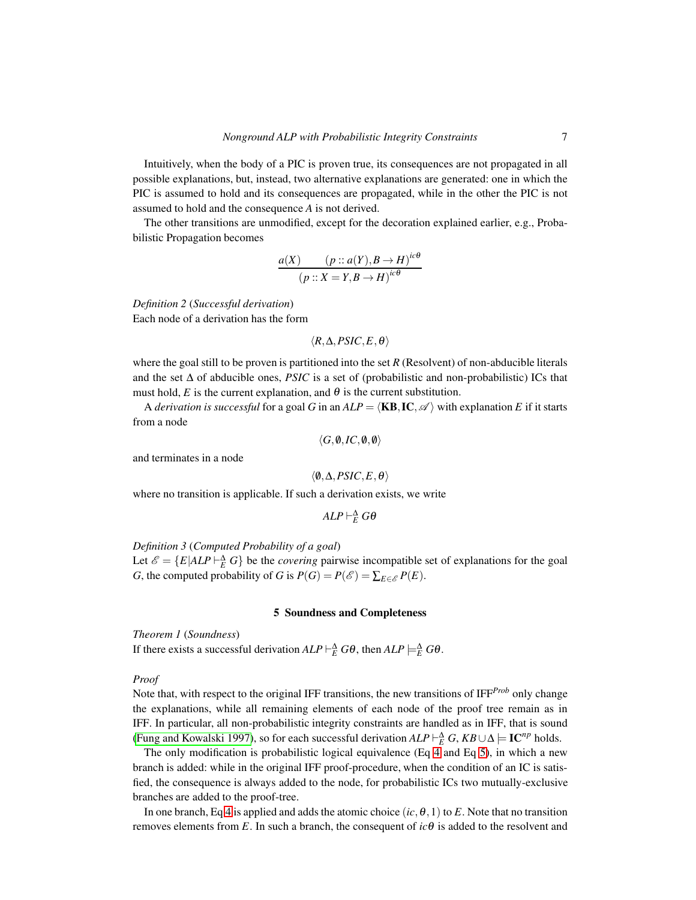Intuitively, when the body of a PIC is proven true, its consequences are not propagated in all possible explanations, but, instead, two alternative explanations are generated: one in which the PIC is assumed to hold and its consequences are propagated, while in the other the PIC is not assumed to hold and the consequence $A$ is not derived.

The other transitions are unmodified, except for the decoration explained earlier, e.g., Probabilistic Propagation becomes

$$\frac{a(X) \qquad (p :: a(Y), B \rightarrow H)^{ic\theta}}{(p :: X = Y, B \rightarrow H)^{ic\theta}}$$

*Definition 2* (*Successful derivation*)
Each node of a derivation has the form

$$\langle R, \Delta, PSIC, E, \theta \rangle$$

where the goal still to be proven is partitioned into the set $R$ (Resolvent) of non-abducible literals and the set $\Delta$ of abducible ones, $PSIC$ is a set of (probabilistic and non-probabilistic) ICs that must hold, $E$ is the current explanation, and $\theta$ is the current substitution.

A *derivation is successful* for a goal $G$ in an $ALP = \langle \mathbf{KB}, \mathbf{IC}, \mathscr{A} \rangle$ with explanation $E$ if it starts from a node

$$\langle G, \emptyset, IC, \emptyset, \emptyset \rangle$$

and terminates in a node

$$\langle \emptyset, \Delta, PSIC, E, \theta \rangle$$

where no transition is applicable. If such a derivation exists, we write

$$ALP \vdash^{\Delta}_{E} G\theta$$

*Definition 3* (*Computed Probability of a goal*)
Let $\mathscr{E} = \{E | ALP \vdash^{\Delta}_{E} G\}$ be the *covering* pairwise incompatible set of explanations for the goal $G$, the computed probability of $G$ is $P(G) = P(\mathscr{E}) = \sum_{E \in \mathscr{E}} P(E)$.

## 5 Soundness and Completeness

*Theorem 1* (*Soundness*)
If there exists a successful derivation $ALP \vdash^{\Delta}_{E} G\theta$, then $ALP \models^{\Delta}_{E} G\theta$.

*Proof*
Note that, with respect to the original IFF transitions, the new transitions of IFF$^{Prob}$ only change the explanations, while all remaining elements of each node of the proof tree remain as in IFF. In particular, all non-probabilistic integrity constraints are handled as in IFF, that is sound (Fung and Kowalski 1997), so for each successful derivation $ALP \vdash^{\Delta}_{E} G$, $KB \cup \Delta \models \mathbf{IC}^{np}$ holds.

The only modification is probabilistic logical equivalence (Eq 4 and Eq 5), in which a new branch is added: while in the original IFF proof-procedure, when the condition of an IC is satisfied, the consequence is always added to the node, for probabilistic ICs two mutually-exclusive branches are added to the proof-tree.

In one branch, Eq 4 is applied and adds the atomic choice $(ic, \theta, 1)$ to $E$. Note that no transition removes elements from $E$. In such a branch, the consequent of $ic\theta$ is added to the resolvent and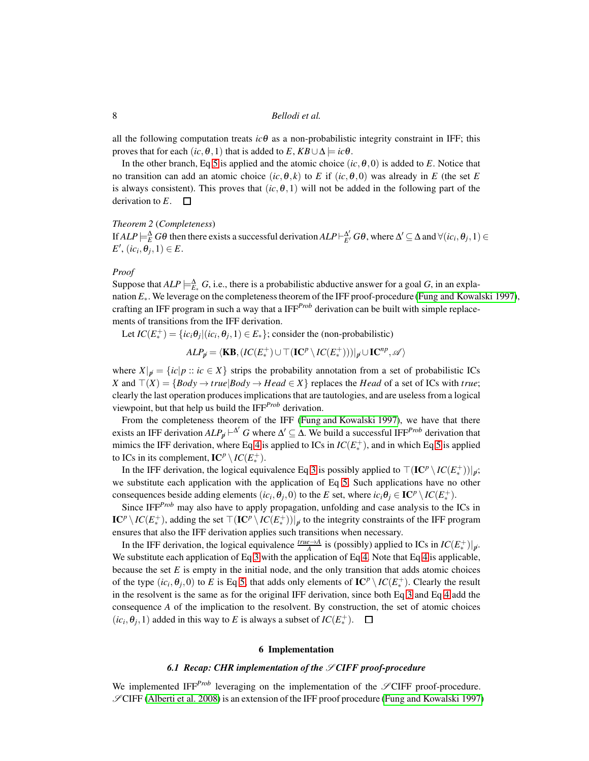all the following computation treats $ic\theta$ as a non-probabilistic integrity constraint in IFF; this proves that for each $(ic, \theta, 1)$ that is added to $E$, $KB \cup \Delta \models ic\theta$.

In the other branch, Eq 5 is applied and the atomic choice $(ic, \theta, 0)$ is added to $E$. Notice that no transition can add an atomic choice $(ic, \theta, k)$ to $E$ if $(ic, \theta, 0)$ was already in $E$ (the set $E$ is always consistent). This proves that $(ic, \theta, 1)$ will not be added in the following part of the derivation to $E$. $\square$

*Theorem 2* (*Completeness*)
If $ALP \models^{\Delta}_{E} G\theta$ then there exists a successful derivation $ALP \vdash^{\Delta'}_{E'} G\theta$, where $\Delta' \subseteq \Delta$ and $\forall (ic_i, \theta_j, 1) \in E'$, $(ic_i, \theta_j, 1) \in E$.

*Proof*
Suppose that $ALP \models^{\Delta}_{E_*} G$, i.e., there is a probabilistic abductive answer for a goal $G$, in an explanation $E_*$. We leverage on the completeness theorem of the IFF proof-procedure (Fung and Kowalski 1997), crafting an IFF program in such a way that a IFF$^{Prob}$ derivation can be built with simple replacements of transitions from the IFF derivation.

Let $IC(E^+_*) = \{ic_i\theta_j | (ic_i, \theta_j, 1) \in E_*\}$; consider the (non-probabilistic)

$$ALP_{\not p} = \langle \mathbf{KB}, (IC(E^+_*) \cup \top(\mathbf{IC}^p \setminus IC(E^+_*)))|_{\not p} \cup \mathbf{IC}^{np}, \mathscr{A} \rangle$$

where $X|_{\not p} = \{ic | p :: ic \in X\}$ strips the probability annotation from a set of probabilistic ICs $X$ and $\top(X) = \{Body \rightarrow true | Body \rightarrow Head \in X\}$ replaces the $Head$ of a set of ICs with $true$; clearly the last operation produces implications that are tautologies, and are useless from a logical viewpoint, but that help us build the IFF$^{Prob}$ derivation.

From the completeness theorem of the IFF (Fung and Kowalski 1997), we have that there exists an IFF derivation $ALP_{\not p} \vdash^{\Delta'} G$ where $\Delta' \subseteq \Delta$. We build a successful IFF$^{Prob}$ derivation that mimics the IFF derivation, where Eq 4 is applied to ICs in $IC(E^+_*)$, and in which Eq 5 is applied to ICs in its complement, $\mathbf{IC}^p \setminus IC(E^+_*)$.

In the IFF derivation, the logical equivalence Eq 3 is possibly applied to $\top(\mathbf{IC}^p \setminus IC(E^+_*))|_{\not p}$; we substitute each application with the application of Eq 5. Such applications have no other consequences beside adding elements $(ic_i, \theta_j, 0)$ to the $E$ set, where $ic_i\theta_j \in \mathbf{IC}^p \setminus IC(E^+_*)$.

Since IFF$^{Prob}$ may also have to apply propagation, unfolding and case analysis to the ICs in $\mathbf{IC}^p \setminus IC(E^+_*)$, adding the set $\top(\mathbf{IC}^p \setminus IC(E^+_*))|_{\not p}$ to the integrity constraints of the IFF program ensures that also the IFF derivation applies such transitions when necessary.

In the IFF derivation, the logical equivalence $\frac{true \rightarrow A}{A}$ is (possibly) applied to ICs in $IC(E^+_*)|_{\not p}$. We substitute each application of Eq 3 with the application of Eq 4. Note that Eq 4 is applicable, because the set $E$ is empty in the initial node, and the only transition that adds atomic choices of the type $(ic_i, \theta_j, 0)$ to $E$ is Eq 5, that adds only elements of $\mathbf{IC}^p \setminus IC(E^+_*)$. Clearly the result in the resolvent is the same as for the original IFF derivation, since both Eq 3 and Eq 4 add the consequence $A$ of the implication to the resolvent. By construction, the set of atomic choices $(ic_i, \theta_j, 1)$ added in this way to $E$ is always a subset of $IC(E^+_*)$. $\square$

## 6 Implementation

### 6.1 Recap: CHR implementation of the $\mathscr{S}$CIFF proof-procedure

We implemented IFF$^{Prob}$ leveraging on the implementation of the $\mathscr{S}$CIFF proof-procedure. $\mathscr{S}$CIFF (Alberti et al. 2008) is an extension of the IFF proof procedure (Fung and Kowalski 1997)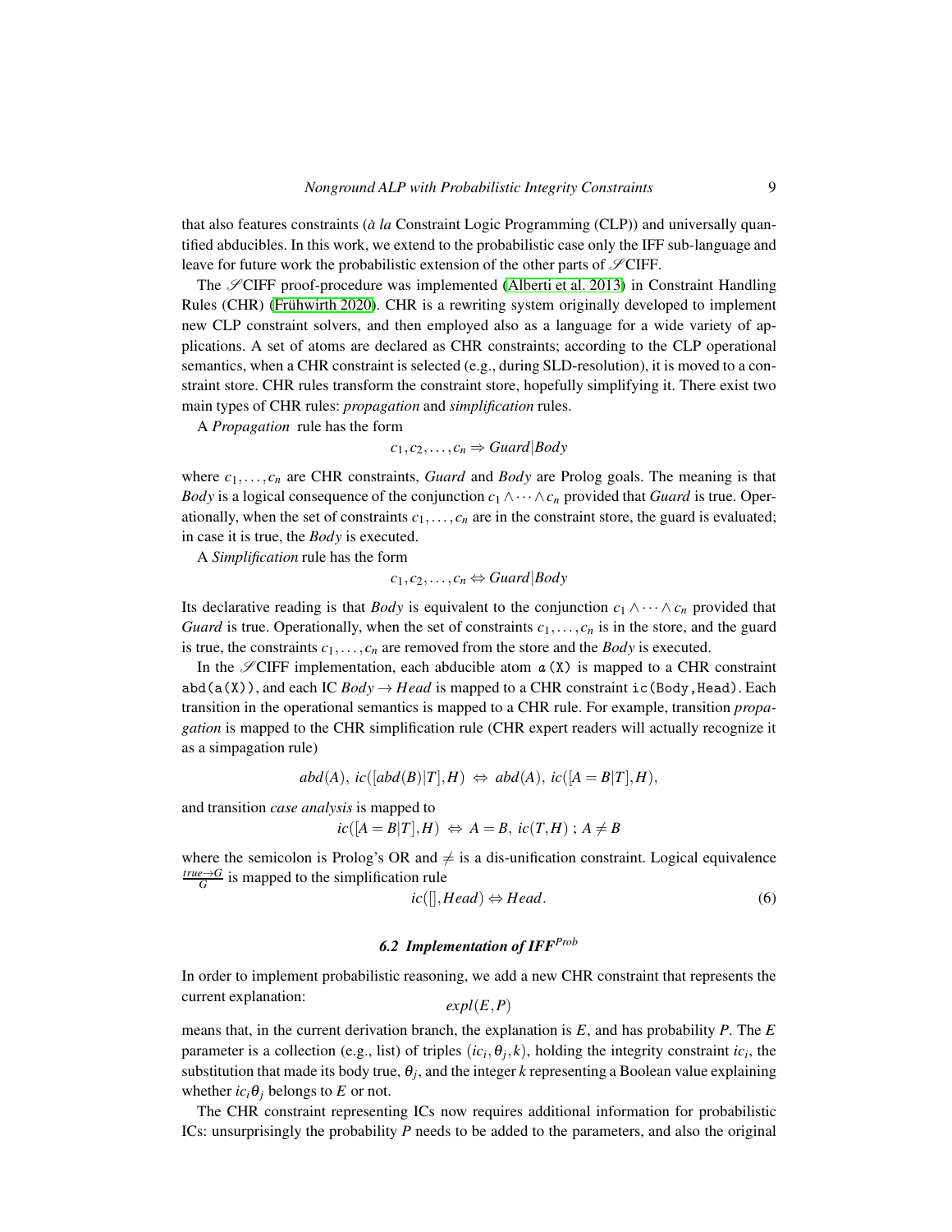that also features constraints (*à la* Constraint Logic Programming (CLP)) and universally quantified abducibles. In this work, we extend to the probabilistic case only the IFF sub-language and leave for future work the probabilistic extension of the other parts of $\mathcal{S}$CIFF.

The $\mathcal{S}$CIFF proof-procedure was implemented (Alberti et al. 2013) in Constraint Handling Rules (CHR) (Frühwirth 2020). CHR is a rewriting system originally developed to implement new CLP constraint solvers, and then employed also as a language for a wide variety of applications. A set of atoms are declared as CHR constraints; according to the CLP operational semantics, when a CHR constraint is selected (e.g., during SLD-resolution), it is moved to a constraint store. CHR rules transform the constraint store, hopefully simplifying it. There exist two main types of CHR rules: *propagation* and *simplification* rules.

A *Propagation* rule has the form

$$c_1, c_2, \ldots, c_n \Rightarrow Guard|Body$$

where $c_1, \ldots, c_n$ are CHR constraints, *Guard* and *Body* are Prolog goals. The meaning is that *Body* is a logical consequence of the conjunction $c_1 \wedge \cdots \wedge c_n$ provided that *Guard* is true. Operationally, when the set of constraints $c_1, \ldots, c_n$ are in the constraint store, the guard is evaluated; in case it is true, the *Body* is executed.

A *Simplification* rule has the form

$$c_1, c_2, \ldots, c_n \Leftrightarrow Guard|Body$$

Its declarative reading is that *Body* is equivalent to the conjunction $c_1 \wedge \cdots \wedge c_n$ provided that *Guard* is true. Operationally, when the set of constraints $c_1, \ldots, c_n$ is in the store, and the guard is true, the constraints $c_1, \ldots, c_n$ are removed from the store and the *Body* is executed.

In the $\mathcal{S}$CIFF implementation, each abducible atom `a(X)` is mapped to a CHR constraint `abd(a(X))`, and each IC $Body \rightarrow Head$ is mapped to a CHR constraint `ic(Body,Head)`. Each transition in the operational semantics is mapped to a CHR rule. For example, transition *propagation* is mapped to the CHR simplification rule (CHR expert readers will actually recognize it as a simpagation rule)

$$abd(A),\ ic([abd(B)|T],H)\ \Leftrightarrow\ abd(A),\ ic([A=B|T],H),$$

and transition *case analysis* is mapped to

$$ic([A=B|T],H)\ \Leftrightarrow\ A=B,\ ic(T,H)\ ;\ A \neq B$$

where the semicolon is Prolog's OR and $\neq$ is a dis-unification constraint. Logical equivalence $\frac{true \rightarrow G}{G}$ is mapped to the simplification rule

$$ic([],Head) \Leftrightarrow Head. \tag{6}$$

### 6.2 Implementation of IFF$^{Prob}$

In order to implement probabilistic reasoning, we add a new CHR constraint that represents the current explanation:

$$expl(E,P)$$

means that, in the current derivation branch, the explanation is $E$, and has probability $P$. The $E$ parameter is a collection (e.g., list) of triples $(ic_i, \theta_j, k)$, holding the integrity constraint $ic_i$, the substitution that made its body true, $\theta_j$, and the integer $k$ representing a Boolean value explaining whether $ic_i\theta_j$ belongs to $E$ or not.

The CHR constraint representing ICs now requires additional information for probabilistic ICs: unsurprisingly the probability $P$ needs to be added to the parameters, and also the original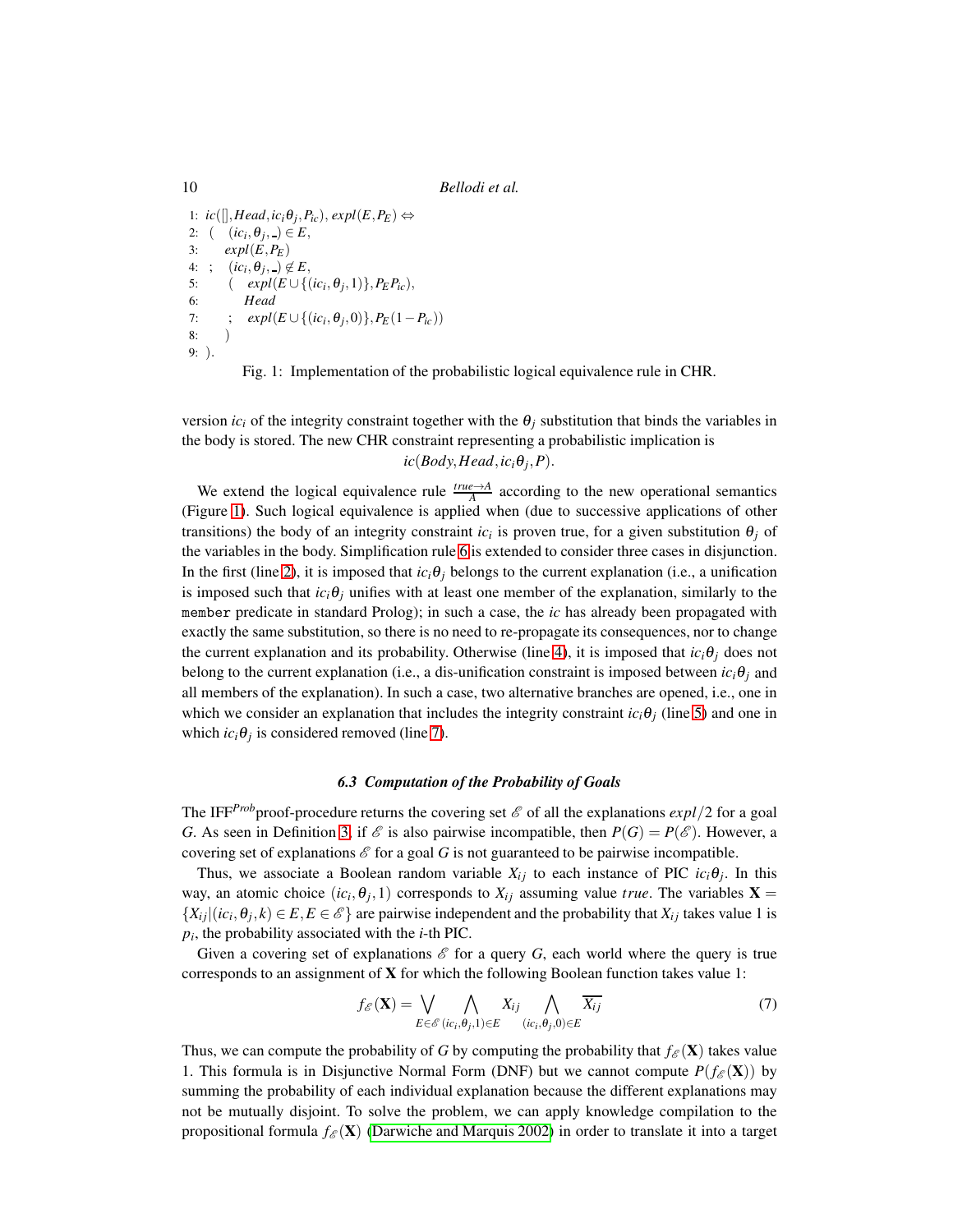```
1: ic([], Head, ic_i θ_j, P_ic), expl(E, P_E) ⇔
2: (   (ic_i, θ_j, _) ∈ E,
3:     expl(E, P_E)
4: ;   (ic_i, θ_j, _) ∉ E,
5:     (   expl(E ∪ {(ic_i, θ_j, 1)}, P_E P_ic),
6:         Head
7:     ;   expl(E ∪ {(ic_i, θ_j, 0)}, P_E (1 − P_ic))
8:     )
9: ).
```

Fig. 1: Implementation of the probabilistic logical equivalence rule in CHR.

version $ic_i$ of the integrity constraint together with the $\theta_j$ substitution that binds the variables in the body is stored. The new CHR constraint representing a probabilistic implication is

$$ic(Body, Head, ic_i\theta_j, P).$$

We extend the logical equivalence rule $\frac{true \rightarrow A}{A}$ according to the new operational semantics (Figure 1). Such logical equivalence is applied when (due to successive applications of other transitions) the body of an integrity constraint $ic_i$ is proven true, for a given substitution $\theta_j$ of the variables in the body. Simplification rule 6 is extended to consider three cases in disjunction. In the first (line 2), it is imposed that $ic_i\theta_j$ belongs to the current explanation (i.e., a unification is imposed such that $ic_i\theta_j$ unifies with at least one member of the explanation, similarly to the `member` predicate in standard Prolog); in such a case, the $ic$ has already been propagated with exactly the same substitution, so there is no need to re-propagate its consequences, nor to change the current explanation and its probability. Otherwise (line 4), it is imposed that $ic_i\theta_j$ does not belong to the current explanation (i.e., a dis-unification constraint is imposed between $ic_i\theta_j$ and all members of the explanation). In such a case, two alternative branches are opened, i.e., one in which we consider an explanation that includes the integrity constraint $ic_i\theta_j$ (line 5) and one in which $ic_i\theta_j$ is considered removed (line 7).

### 6.3 Computation of the Probability of Goals

The IFF$^{Prob}$proof-procedure returns the covering set $\mathscr{E}$ of all the explanations $expl/2$ for a goal $G$. As seen in Definition 3, if $\mathscr{E}$ is also pairwise incompatible, then $P(G) = P(\mathscr{E})$. However, a covering set of explanations $\mathscr{E}$ for a goal $G$ is not guaranteed to be pairwise incompatible.

Thus, we associate a Boolean random variable $X_{ij}$ to each instance of PIC $ic_i\theta_j$. In this way, an atomic choice $(ic_i, \theta_j, 1)$ corresponds to $X_{ij}$ assuming value $true$. The variables $\mathbf{X} = \{X_{ij} | (ic_i, \theta_j, k) \in E, E \in \mathscr{E}\}$ are pairwise independent and the probability that $X_{ij}$ takes value 1 is $p_i$, the probability associated with the $i$-th PIC.

Given a covering set of explanations $\mathscr{E}$ for a query $G$, each world where the query is true corresponds to an assignment of $\mathbf{X}$ for which the following Boolean function takes value 1:

$$f_{\mathscr{E}}(\mathbf{X}) = \bigvee_{E \in \mathscr{E}} \bigwedge_{(ic_i, \theta_j, 1) \in E} X_{ij} \bigwedge_{(ic_i, \theta_j, 0) \in E} \overline{X_{ij}} \tag{7}$$

Thus, we can compute the probability of $G$ by computing the probability that $f_{\mathscr{E}}(\mathbf{X})$ takes value 1. This formula is in Disjunctive Normal Form (DNF) but we cannot compute $P(f_{\mathscr{E}}(\mathbf{X}))$ by summing the probability of each individual explanation because the different explanations may not be mutually disjoint. To solve the problem, we can apply knowledge compilation to the propositional formula $f_{\mathscr{E}}(\mathbf{X})$ (Darwiche and Marquis 2002) in order to translate it into a target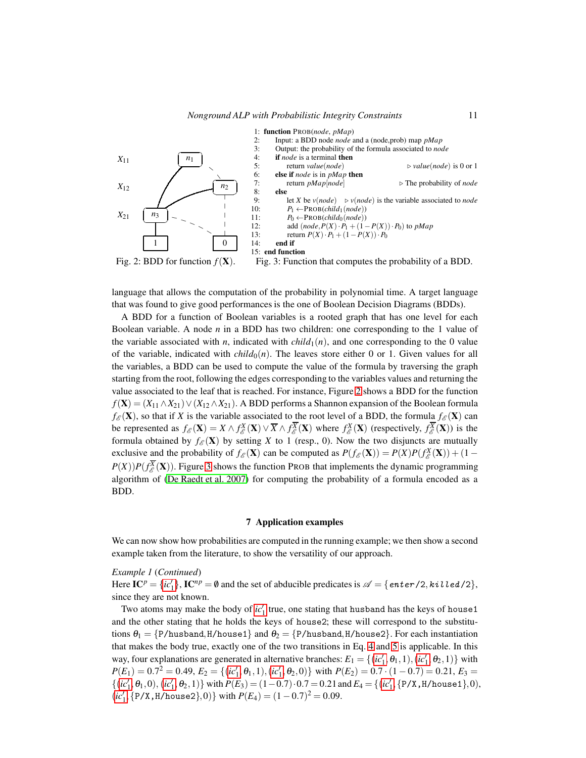```
1:  function PROB(node, pMap)
2:      Input: a BDD node node and a (node,prob) map pMap
3:      Output: the probability of the formula associated to node
4:      if node is a terminal then
5:          return value(node)                         ▷ value(node) is 0 or 1
6:      else if node is in pMap then
7:          return pMap[node]                          ▷ The probability of node
8:      else
9:          let X be v(node)    ▷ v(node) is the variable associated to node
10:         P1 ←PROB(child1(node))
11:         P0 ←PROB(child0(node))
12:         add (node, P(X)·P1 + (1−P(X))·P0) to pMap
13:         return P(X)·P1 + (1−P(X))·P0
14:     end if
15: end function
```

Fig. 2: BDD for function $f(\mathbf{X})$.

Fig. 3: Function that computes the probability of a BDD.

language that allows the computation of the probability in polynomial time. A target language that was found to give good performances is the one of Boolean Decision Diagrams (BDDs).

A BDD for a function of Boolean variables is a rooted graph that has one level for each Boolean variable. A node $n$ in a BDD has two children: one corresponding to the 1 value of the variable associated with $n$, indicated with $child_1(n)$, and one corresponding to the 0 value of the variable, indicated with $child_0(n)$. The leaves store either 0 or 1. Given values for all the variables, a BDD can be used to compute the value of the formula by traversing the graph starting from the root, following the edges corresponding to the variables values and returning the value associated to the leaf that is reached. For instance, Figure 2 shows a BDD for the function $f(\mathbf{X}) = (X_{11} \wedge X_{21}) \vee (X_{12} \wedge X_{21})$. A BDD performs a Shannon expansion of the Boolean formula $f_{\mathscr{E}}(\mathbf{X})$, so that if $X$ is the variable associated to the root level of a BDD, the formula $f_{\mathscr{E}}(\mathbf{X})$ can be represented as $f_{\mathscr{E}}(\mathbf{X}) = X \wedge f_{\mathscr{E}}^{X}(\mathbf{X}) \vee \overline{X} \wedge f_{\mathscr{E}}^{\overline{X}}(\mathbf{X})$ where $f_{\mathscr{E}}^{X}(\mathbf{X})$ (respectively, $f_{\mathscr{E}}^{\overline{X}}(\mathbf{X})$) is the formula obtained by $f_{\mathscr{E}}(\mathbf{X})$ by setting $X$ to 1 (resp., 0). Now the two disjuncts are mutually exclusive and the probability of $f_{\mathscr{E}}(\mathbf{X})$ can be computed as $P(f_{\mathscr{E}}(\mathbf{X})) = P(X)P(f_{\mathscr{E}}^{X}(\mathbf{X})) + (1 - P(X))P(f_{\mathscr{E}}^{\overline{X}}(\mathbf{X}))$. Figure 3 shows the function PROB that implements the dynamic programming algorithm of (De Raedt et al. 2007) for computing the probability of a formula encoded as a BDD.

## 7 Application examples

We can now show how probabilities are computed in the running example; we then show a second example taken from the literature, to show the versatility of our approach.

*Example 1* (*Continued*)
Here $\mathbf{IC}^p = \{ic'_1\}$, $\mathbf{IC}^{np} = \emptyset$ and the set of abducible predicates is $\mathscr{A} = \{\mathtt{enter/2}, \mathtt{killed/2}\}$, since they are not known.

Two atoms may make the body of $ic'_1$ true, one stating that `husband` has the keys of `house1` and the other stating that he holds the keys of `house2`; these will correspond to the substitutions $\theta_1 = \{$`P/husband`, `H/house1`$\}$ and $\theta_2 = \{$`P/husband`, `H/house2`$\}$. For each instantiation that makes the body true, exactly one of the two transitions in Eq. 4 and 5 is applicable. In this way, four explanations are generated in alternative branches: $E_1 = \{(ic'_1, \theta_1, 1), (ic'_1, \theta_2, 1)\}$ with $P(E_1) = 0.7^2 = 0.49$, $E_2 = \{(ic'_1, \theta_1, 1), (ic'_1, \theta_2, 0)\}$ with $P(E_2) = 0.7 \cdot (1 - 0.7) = 0.21$, $E_3 = \{(ic'_1, \theta_1, 0), (ic'_1, \theta_2, 1)\}$ with $P(E_3) = (1 - 0.7) \cdot 0.7 = 0.21$ and $E_4 = \{(ic'_1, \{$`P/X`, `H/house1`$\}, 0)$, $(ic'_1, \{$`P/X`, `H/house2`$\}, 0)\}$ with $P(E_4) = (1 - 0.7)^2 = 0.09$.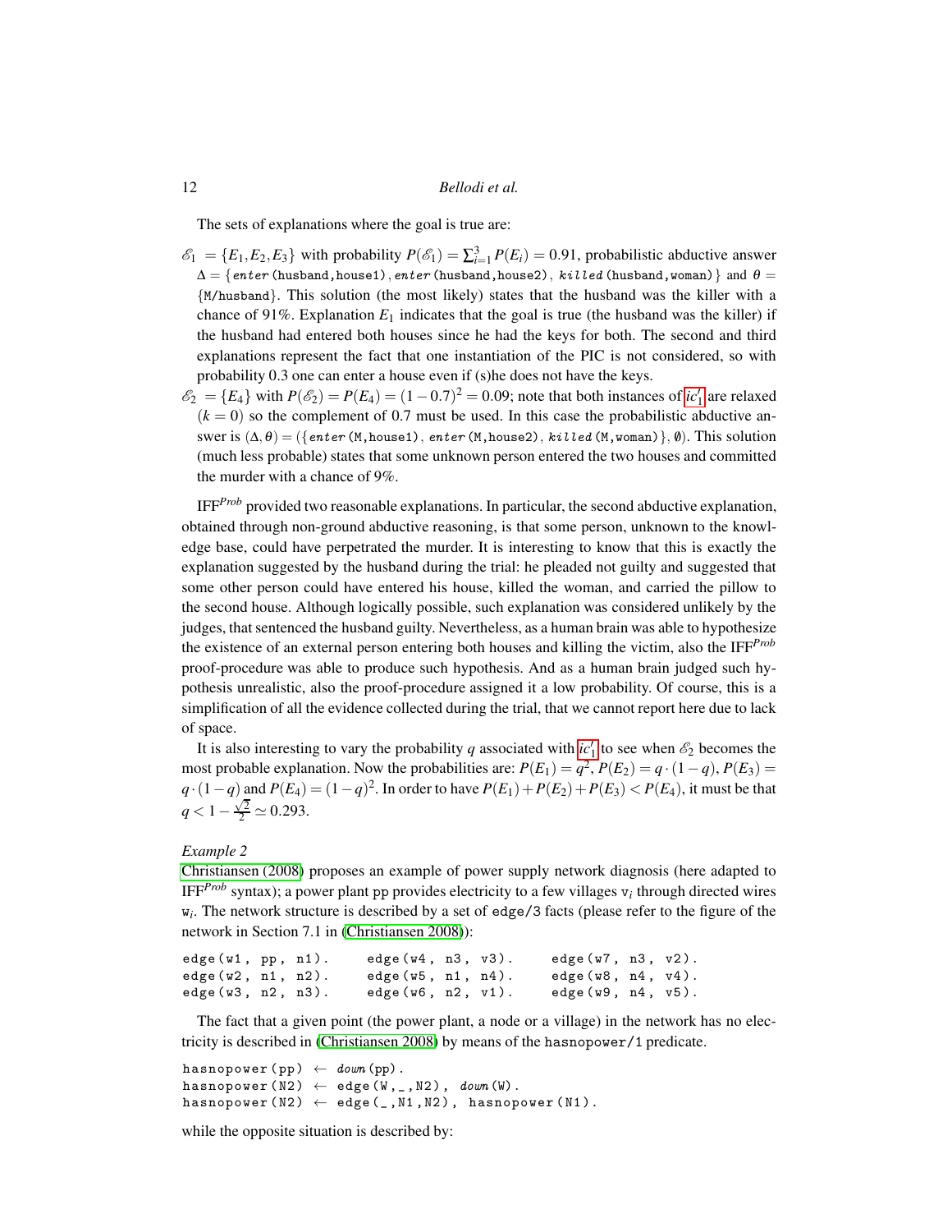The sets of explanations where the goal is true are:

- $\mathscr{E}_1 = \{E_1, E_2, E_3\}$ with probability $P(\mathscr{E}_1) = \sum_{i=1}^{3} P(E_i) = 0.91$, probabilistic abductive answer $\Delta = \{$*enter*(husband,house1), *enter*(husband,house2), *killed*(husband,woman)$\}$ and $\theta = \{$M/husband$\}$. This solution (the most likely) states that the husband was the killer with a chance of 91%. Explanation $E_1$ indicates that the goal is true (the husband was the killer) if the husband had entered both houses since he had the keys for both. The second and third explanations represent the fact that one instantiation of the PIC is not considered, so with probability 0.3 one can enter a house even if (s)he does not have the keys.
- $\mathscr{E}_2 = \{E_4\}$ with $P(\mathscr{E}_2) = P(E_4) = (1-0.7)^2 = 0.09$; note that both instances of $ic_1'$ are relaxed ($k = 0$) so the complement of 0.7 must be used. In this case the probabilistic abductive answer is $(\Delta, \theta) = (\{$*enter*(M,house1), *enter*(M,house2), *killed*(M,woman)$\}, \emptyset)$. This solution (much less probable) states that some unknown person entered the two houses and committed the murder with a chance of 9%.

IFF$^{Prob}$ provided two reasonable explanations. In particular, the second abductive explanation, obtained through non-ground abductive reasoning, is that some person, unknown to the knowledge base, could have perpetrated the murder. It is interesting to know that this is exactly the explanation suggested by the husband during the trial: he pleaded not guilty and suggested that some other person could have entered his house, killed the woman, and carried the pillow to the second house. Although logically possible, such explanation was considered unlikely by the judges, that sentenced the husband guilty. Nevertheless, as a human brain was able to hypothesize the existence of an external person entering both houses and killing the victim, also the IFF$^{Prob}$ proof-procedure was able to produce such hypothesis. And as a human brain judged such hypothesis unrealistic, also the proof-procedure assigned it a low probability. Of course, this is a simplification of all the evidence collected during the trial, that we cannot report here due to lack of space.

It is also interesting to vary the probability $q$ associated with $ic_1'$ to see when $\mathscr{E}_2$ becomes the most probable explanation. Now the probabilities are: $P(E_1) = q^2$, $P(E_2) = q \cdot (1-q)$, $P(E_3) = q \cdot (1-q)$ and $P(E_4) = (1-q)^2$. In order to have $P(E_1) + P(E_2) + P(E_3) < P(E_4)$, it must be that $q < 1 - \frac{\sqrt{2}}{2} \simeq 0.293$.

*Example 2*

Christiansen (2008) proposes an example of power supply network diagnosis (here adapted to IFF$^{Prob}$ syntax); a power plant pp provides electricity to a few villages $v_i$ through directed wires $w_i$. The network structure is described by a set of edge/3 facts (please refer to the figure of the network in Section 7.1 in (Christiansen 2008)):

```
edge(w1, pp, n1).    edge(w4, n3, v3).    edge(w7, n3, v2).
edge(w2, n1, n2).    edge(w5, n1, n4).    edge(w8, n4, v4).
edge(w3, n2, n3).    edge(w6, n2, v1).    edge(w9, n4, v5).
```

The fact that a given point (the power plant, a node or a village) in the network has no electricity is described in (Christiansen 2008) by means of the hasnopower/1 predicate.

```
hasnopower(pp) ← down(pp).
hasnopower(N2) ← edge(W,_,N2), down(W).
hasnopower(N2) ← edge(_,N1,N2), hasnopower(N1).
```

while the opposite situation is described by: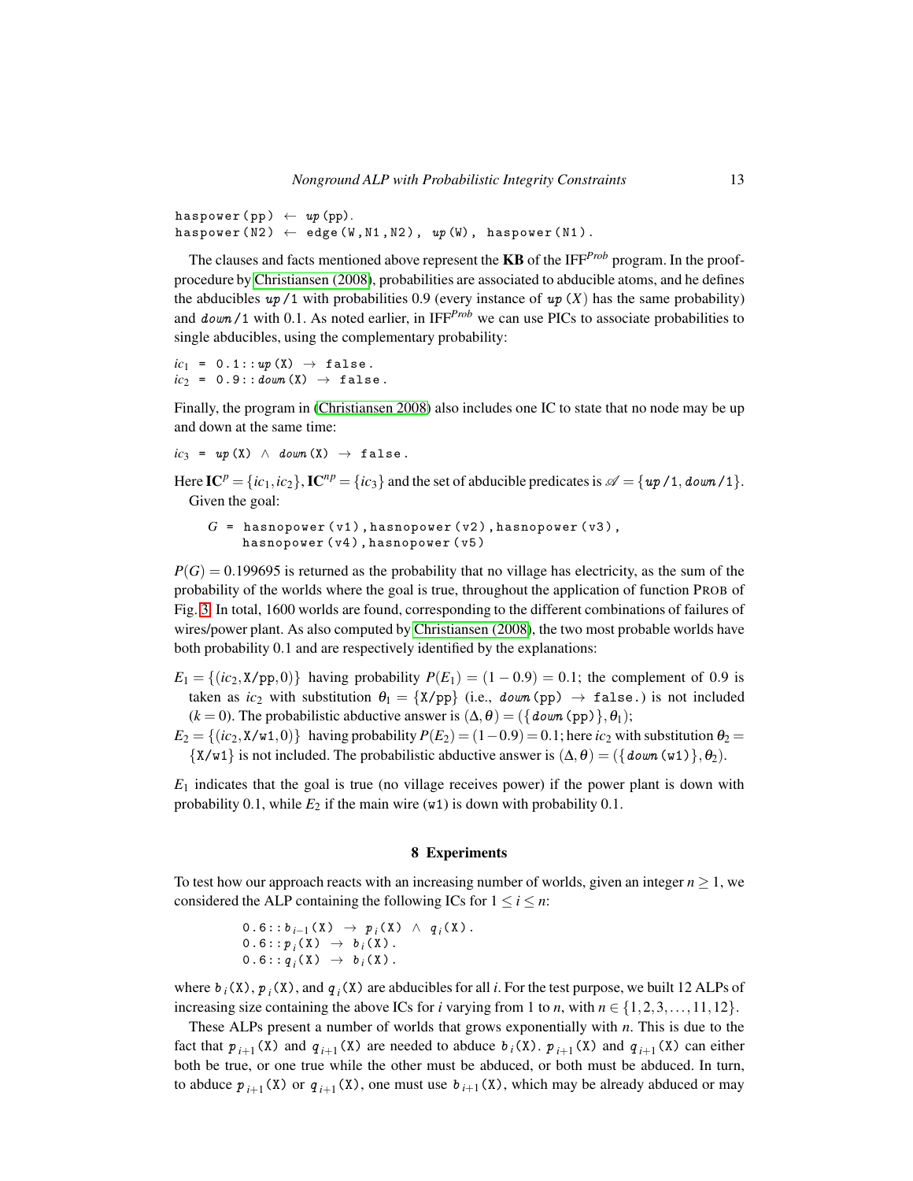```
haspower(pp) ← up(pp).
haspower(N2) ← edge(W,N1,N2), up(W), haspower(N1).
```

The clauses and facts mentioned above represent the **KB** of the IFF$^{Prob}$ program. In the proof-procedure by Christiansen (2008), probabilities are associated to abducible atoms, and he defines the abducibles *up*/1 with probabilities 0.9 (every instance of *up* $(X)$ has the same probability) and *down*/1 with 0.1. As noted earlier, in IFF$^{Prob}$ we can use PICs to associate probabilities to single abducibles, using the complementary probability:

```
ic1 = 0.1::up(X) → false.
ic2 = 0.9::down(X) → false.
```

Finally, the program in (Christiansen 2008) also includes one IC to state that no node may be up and down at the same time:

```
ic3 = up(X) ∧ down(X) → false.
```

Here $\mathbf{IC}^p = \{ic_1, ic_2\}$, $\mathbf{IC}^{np} = \{ic_3\}$ and the set of abducible predicates is $\mathscr{A} = \{up/1, down/1\}$.

Given the goal:

```
G = hasnopower(v1),hasnopower(v2),hasnopower(v3),
    hasnopower(v4),hasnopower(v5)
```

$P(G) = 0.199695$ is returned as the probability that no village has electricity, as the sum of the probability of the worlds where the goal is true, throughout the application of function PROB of Fig. 3. In total, 1600 worlds are found, corresponding to the different combinations of failures of wires/power plant. As also computed by Christiansen (2008), the two most probable worlds have both probability 0.1 and are respectively identified by the explanations:

$E_1 = \{(ic_2, \texttt{X/pp}, 0)\}$ having probability $P(E_1) = (1 - 0.9) = 0.1$; the complement of 0.9 is taken as $ic_2$ with substitution $\theta_1 = \{\texttt{X/pp}\}$ (i.e., *down*(pp) → false.) is not included ($k = 0$). The probabilistic abductive answer is $(\Delta, \theta) = (\{\mathit{down}(\texttt{pp})\}, \theta_1)$;

$E_2 = \{(ic_2, \texttt{X/w1}, 0)\}$ having probability $P(E_2) = (1 - 0.9) = 0.1$; here $ic_2$ with substitution $\theta_2 = \{\texttt{X/w1}\}$ is not included. The probabilistic abductive answer is $(\Delta, \theta) = (\{\mathit{down}(\texttt{w1})\}, \theta_2)$.

$E_1$ indicates that the goal is true (no village receives power) if the power plant is down with probability 0.1, while $E_2$ if the main wire (w1) is down with probability 0.1.

## 8 Experiments

To test how our approach reacts with an increasing number of worlds, given an integer $n \geq 1$, we considered the ALP containing the following ICs for $1 \leq i \leq n$:

```
0.6::b_{i-1}(X) → p_i(X) ∧ q_i(X).
0.6::p_i(X) → b_i(X).
0.6::q_i(X) → b_i(X).
```

where $b_i$(X), $p_i$(X), and $q_i$(X) are abducibles for all $i$. For the test purpose, we built 12 ALPs of increasing size containing the above ICs for $i$ varying from 1 to $n$, with $n \in \{1, 2, 3, \ldots, 11, 12\}$.

These ALPs present a number of worlds that grows exponentially with $n$. This is due to the fact that $p_{i+1}$(X) and $q_{i+1}$(X) are needed to abduce $b_i$(X). $p_{i+1}$(X) and $q_{i+1}$(X) can either both be true, or one true while the other must be abduced, or both must be abduced. In turn, to abduce $p_{i+1}$(X) or $q_{i+1}$(X), one must use $b_{i+1}$(X), which may be already abduced or may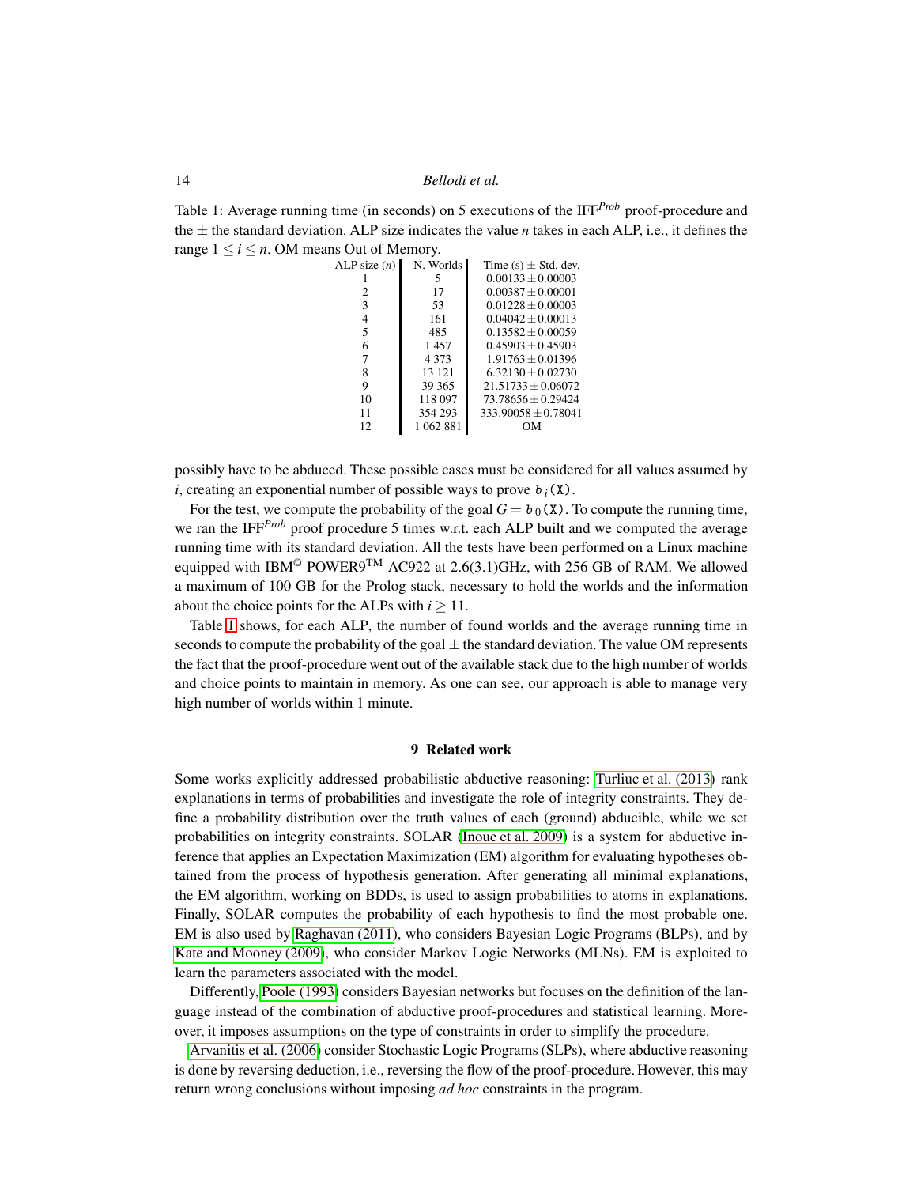Table 1: Average running time (in seconds) on 5 executions of the IFF$^{Prob}$ proof-procedure and the $\pm$ the standard deviation. ALP size indicates the value $n$ takes in each ALP, i.e., it defines the range $1 \leq i \leq n$. OM means Out of Memory.

| ALP size ($n$) | N. Worlds | Time (s) $\pm$ Std. dev. |
|---|---|---|
| 1 | 5 | $0.00133 \pm 0.00003$ |
| 2 | 17 | $0.00387 \pm 0.00001$ |
| 3 | 53 | $0.01228 \pm 0.00003$ |
| 4 | 161 | $0.04042 \pm 0.00013$ |
| 5 | 485 | $0.13582 \pm 0.00059$ |
| 6 | 1 457 | $0.45903 \pm 0.45903$ |
| 7 | 4 373 | $1.91763 \pm 0.01396$ |
| 8 | 13 121 | $6.32130 \pm 0.02730$ |
| 9 | 39 365 | $21.51733 \pm 0.06072$ |
| 10 | 118 097 | $73.78656 \pm 0.29424$ |
| 11 | 354 293 | $333.90058 \pm 0.78041$ |
| 12 | 1 062 881 | OM |

possibly have to be abduced. These possible cases must be considered for all values assumed by $i$, creating an exponential number of possible ways to prove `b_i(X)`.

For the test, we compute the probability of the goal $G =$ `b_0(X)`. To compute the running time, we ran the IFF$^{Prob}$ proof procedure 5 times w.r.t. each ALP built and we computed the average running time with its standard deviation. All the tests have been performed on a Linux machine equipped with IBM© POWER9™ AC922 at 2.6(3.1)GHz, with 256 GB of RAM. We allowed a maximum of 100 GB for the Prolog stack, necessary to hold the worlds and the information about the choice points for the ALPs with $i \geq 11$.

Table 1 shows, for each ALP, the number of found worlds and the average running time in seconds to compute the probability of the goal $\pm$ the standard deviation. The value OM represents the fact that the proof-procedure went out of the available stack due to the high number of worlds and choice points to maintain in memory. As one can see, our approach is able to manage very high number of worlds within 1 minute.

## 9 Related work

Some works explicitly addressed probabilistic abductive reasoning: Turliuc et al. (2013) rank explanations in terms of probabilities and investigate the role of integrity constraints. They define a probability distribution over the truth values of each (ground) abducible, while we set probabilities on integrity constraints. SOLAR (Inoue et al. 2009) is a system for abductive inference that applies an Expectation Maximization (EM) algorithm for evaluating hypotheses obtained from the process of hypothesis generation. After generating all minimal explanations, the EM algorithm, working on BDDs, is used to assign probabilities to atoms in explanations. Finally, SOLAR computes the probability of each hypothesis to find the most probable one. EM is also used by Raghavan (2011), who considers Bayesian Logic Programs (BLPs), and by Kate and Mooney (2009), who consider Markov Logic Networks (MLNs). EM is exploited to learn the parameters associated with the model.

Differently, Poole (1993) considers Bayesian networks but focuses on the definition of the language instead of the combination of abductive proof-procedures and statistical learning. Moreover, it imposes assumptions on the type of constraints in order to simplify the procedure.

Arvanitis et al. (2006) consider Stochastic Logic Programs (SLPs), where abductive reasoning is done by reversing deduction, i.e., reversing the flow of the proof-procedure. However, this may return wrong conclusions without imposing *ad hoc* constraints in the program.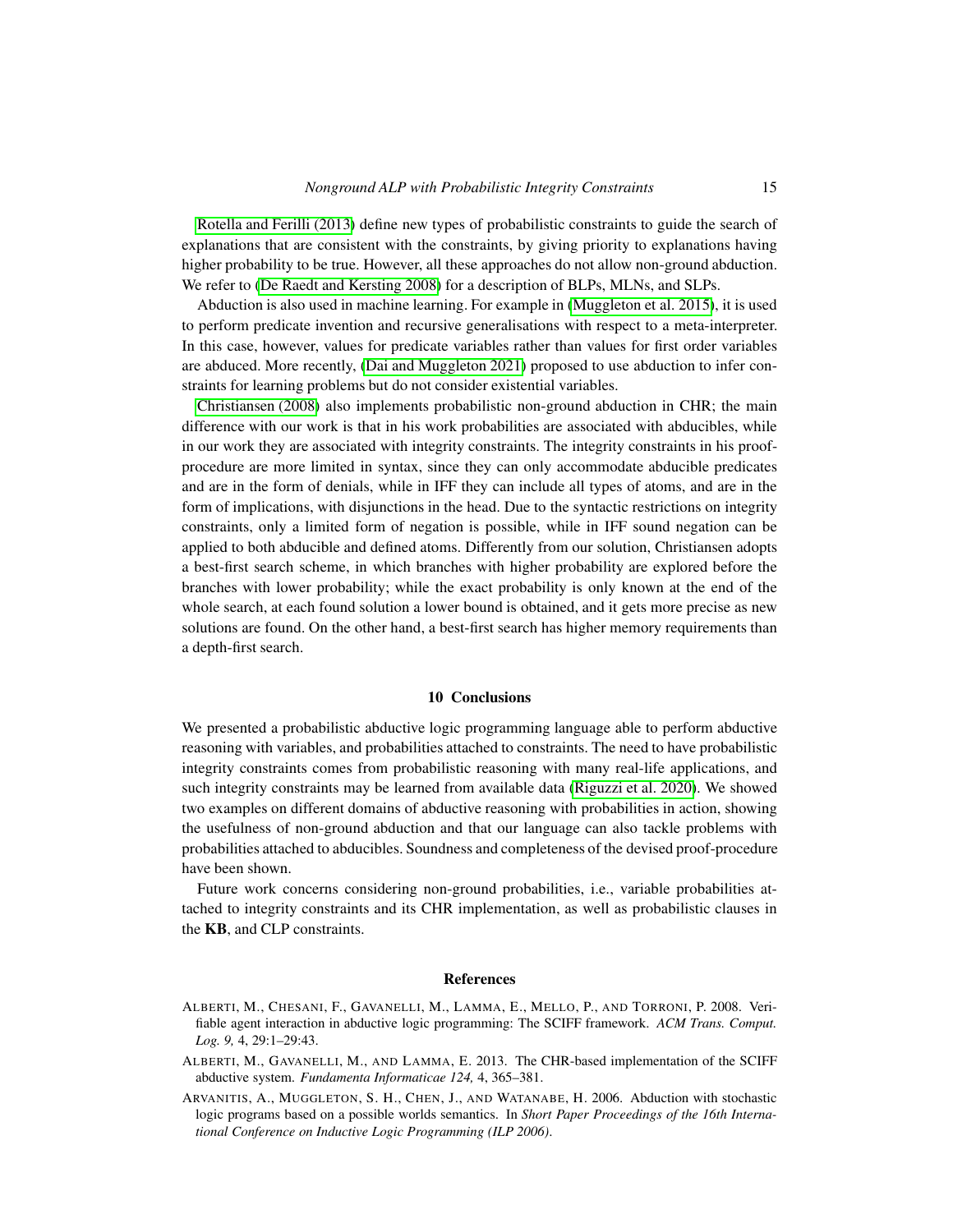Rotella and Ferilli (2013) define new types of probabilistic constraints to guide the search of explanations that are consistent with the constraints, by giving priority to explanations having higher probability to be true. However, all these approaches do not allow non-ground abduction. We refer to (De Raedt and Kersting 2008) for a description of BLPs, MLNs, and SLPs.

Abduction is also used in machine learning. For example in (Muggleton et al. 2015), it is used to perform predicate invention and recursive generalisations with respect to a meta-interpreter. In this case, however, values for predicate variables rather than values for first order variables are abduced. More recently, (Dai and Muggleton 2021) proposed to use abduction to infer constraints for learning problems but do not consider existential variables.

Christiansen (2008) also implements probabilistic non-ground abduction in CHR; the main difference with our work is that in his work probabilities are associated with abducibles, while in our work they are associated with integrity constraints. The integrity constraints in his proof-procedure are more limited in syntax, since they can only accommodate abducible predicates and are in the form of denials, while in IFF they can include all types of atoms, and are in the form of implications, with disjunctions in the head. Due to the syntactic restrictions on integrity constraints, only a limited form of negation is possible, while in IFF sound negation can be applied to both abducible and defined atoms. Differently from our solution, Christiansen adopts a best-first search scheme, in which branches with higher probability are explored before the branches with lower probability; while the exact probability is only known at the end of the whole search, at each found solution a lower bound is obtained, and it gets more precise as new solutions are found. On the other hand, a best-first search has higher memory requirements than a depth-first search.

## 10 Conclusions

We presented a probabilistic abductive logic programming language able to perform abductive reasoning with variables, and probabilities attached to constraints. The need to have probabilistic integrity constraints comes from probabilistic reasoning with many real-life applications, and such integrity constraints may be learned from available data (Riguzzi et al. 2020). We showed two examples on different domains of abductive reasoning with probabilities in action, showing the usefulness of non-ground abduction and that our language can also tackle problems with probabilities attached to abducibles. Soundness and completeness of the devised proof-procedure have been shown.

Future work concerns considering non-ground probabilities, i.e., variable probabilities attached to integrity constraints and its CHR implementation, as well as probabilistic clauses in the **KB**, and CLP constraints.

## References

Alberti, M., Chesani, F., Gavanelli, M., Lamma, E., Mello, P., and Torroni, P. 2008. Verifiable agent interaction in abductive logic programming: The SCIFF framework. *ACM Trans. Comput. Log. 9,* 4, 29:1–29:43.

Alberti, M., Gavanelli, M., and Lamma, E. 2013. The CHR-based implementation of the SCIFF abductive system. *Fundamenta Informaticae 124,* 4, 365–381.

Arvanitis, A., Muggleton, S. H., Chen, J., and Watanabe, H. 2006. Abduction with stochastic logic programs based on a possible worlds semantics. In *Short Paper Proceedings of the 16th International Conference on Inductive Logic Programming (ILP 2006).*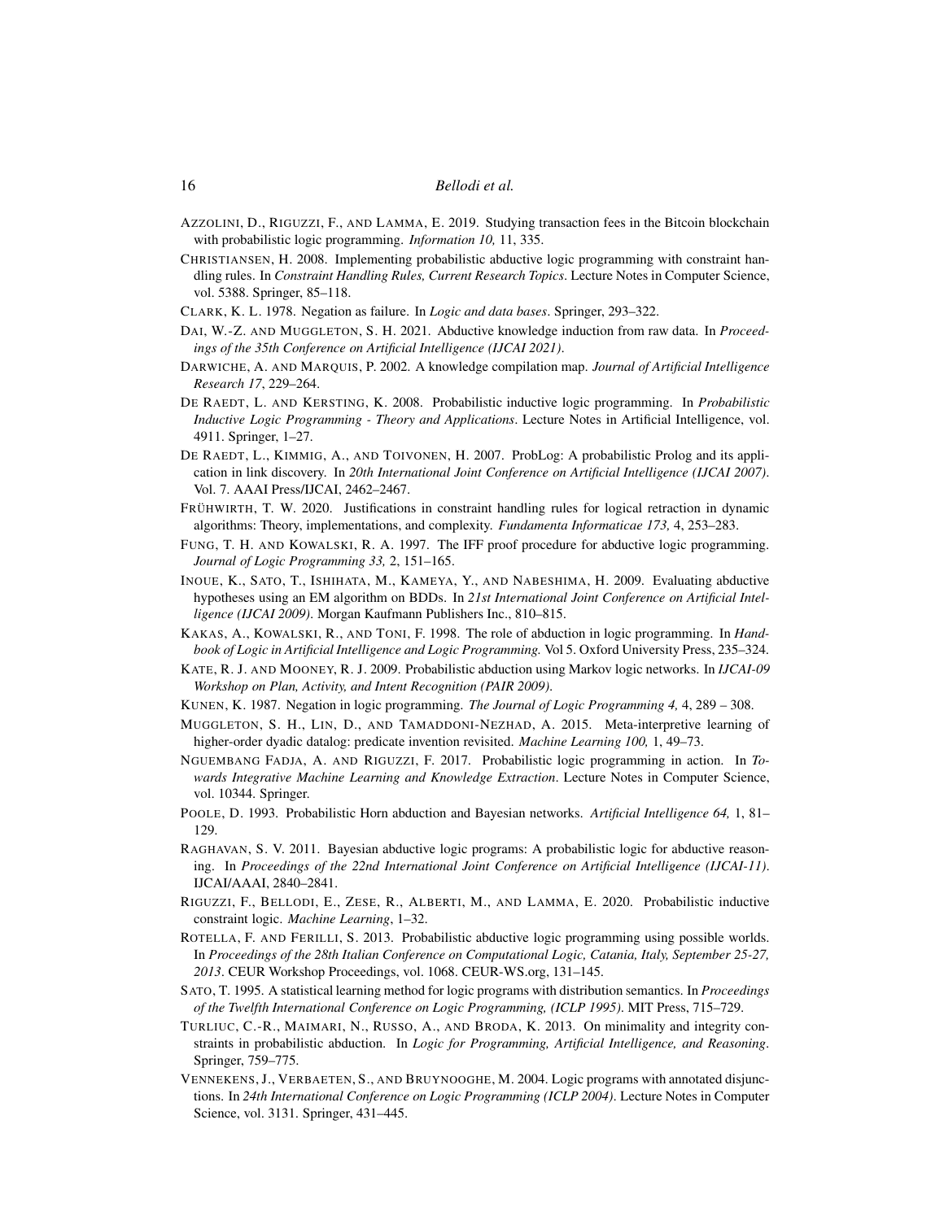AZZOLINI, D., RIGUZZI, F., AND LAMMA, E. 2019. Studying transaction fees in the Bitcoin blockchain with probabilistic logic programming. *Information 10,* 11, 335.

CHRISTIANSEN, H. 2008. Implementing probabilistic abductive logic programming with constraint handling rules. In *Constraint Handling Rules, Current Research Topics*. Lecture Notes in Computer Science, vol. 5388. Springer, 85–118.

CLARK, K. L. 1978. Negation as failure. In *Logic and data bases*. Springer, 293–322.

DAI, W.-Z. AND MUGGLETON, S. H. 2021. Abductive knowledge induction from raw data. In *Proceedings of the 35th Conference on Artificial Intelligence (IJCAI 2021)*.

DARWICHE, A. AND MARQUIS, P. 2002. A knowledge compilation map. *Journal of Artificial Intelligence Research 17*, 229–264.

DE RAEDT, L. AND KERSTING, K. 2008. Probabilistic inductive logic programming. In *Probabilistic Inductive Logic Programming - Theory and Applications*. Lecture Notes in Artificial Intelligence, vol. 4911. Springer, 1–27.

DE RAEDT, L., KIMMIG, A., AND TOIVONEN, H. 2007. ProbLog: A probabilistic Prolog and its application in link discovery. In *20th International Joint Conference on Artificial Intelligence (IJCAI 2007)*. Vol. 7. AAAI Press/IJCAI, 2462–2467.

FRÜHWIRTH, T. W. 2020. Justifications in constraint handling rules for logical retraction in dynamic algorithms: Theory, implementations, and complexity. *Fundamenta Informaticae 173,* 4, 253–283.

FUNG, T. H. AND KOWALSKI, R. A. 1997. The IFF proof procedure for abductive logic programming. *Journal of Logic Programming 33,* 2, 151–165.

INOUE, K., SATO, T., ISHIHATA, M., KAMEYA, Y., AND NABESHIMA, H. 2009. Evaluating abductive hypotheses using an EM algorithm on BDDs. In *21st International Joint Conference on Artificial Intelligence (IJCAI 2009)*. Morgan Kaufmann Publishers Inc., 810–815.

KAKAS, A., KOWALSKI, R., AND TONI, F. 1998. The role of abduction in logic programming. In *Handbook of Logic in Artificial Intelligence and Logic Programming.* Vol 5. Oxford University Press, 235–324.

KATE, R. J. AND MOONEY, R. J. 2009. Probabilistic abduction using Markov logic networks. In *IJCAI-09 Workshop on Plan, Activity, and Intent Recognition (PAIR 2009)*.

KUNEN, K. 1987. Negation in logic programming. *The Journal of Logic Programming 4,* 4, 289 – 308.

MUGGLETON, S. H., LIN, D., AND TAMADDONI-NEZHAD, A. 2015. Meta-interpretive learning of higher-order dyadic datalog: predicate invention revisited. *Machine Learning 100,* 1, 49–73.

NGUEMBANG FADJA, A. AND RIGUZZI, F. 2017. Probabilistic logic programming in action. In *Towards Integrative Machine Learning and Knowledge Extraction*. Lecture Notes in Computer Science, vol. 10344. Springer.

POOLE, D. 1993. Probabilistic Horn abduction and Bayesian networks. *Artificial Intelligence 64,* 1, 81–129.

RAGHAVAN, S. V. 2011. Bayesian abductive logic programs: A probabilistic logic for abductive reasoning. In *Proceedings of the 22nd International Joint Conference on Artificial Intelligence (IJCAI-11)*. IJCAI/AAAI, 2840–2841.

RIGUZZI, F., BELLODI, E., ZESE, R., ALBERTI, M., AND LAMMA, E. 2020. Probabilistic inductive constraint logic. *Machine Learning*, 1–32.

ROTELLA, F. AND FERILLI, S. 2013. Probabilistic abductive logic programming using possible worlds. In *Proceedings of the 28th Italian Conference on Computational Logic, Catania, Italy, September 25-27, 2013*. CEUR Workshop Proceedings, vol. 1068. CEUR-WS.org, 131–145.

SATO, T. 1995. A statistical learning method for logic programs with distribution semantics. In *Proceedings of the Twelfth International Conference on Logic Programming, (ICLP 1995)*. MIT Press, 715–729.

TURLIUC, C.-R., MAIMARI, N., RUSSO, A., AND BRODA, K. 2013. On minimality and integrity constraints in probabilistic abduction. In *Logic for Programming, Artificial Intelligence, and Reasoning*. Springer, 759–775.

VENNEKENS, J., VERBAETEN, S., AND BRUYNOOGHE, M. 2004. Logic programs with annotated disjunctions. In *24th International Conference on Logic Programming (ICLP 2004)*. Lecture Notes in Computer Science, vol. 3131. Springer, 431–445.